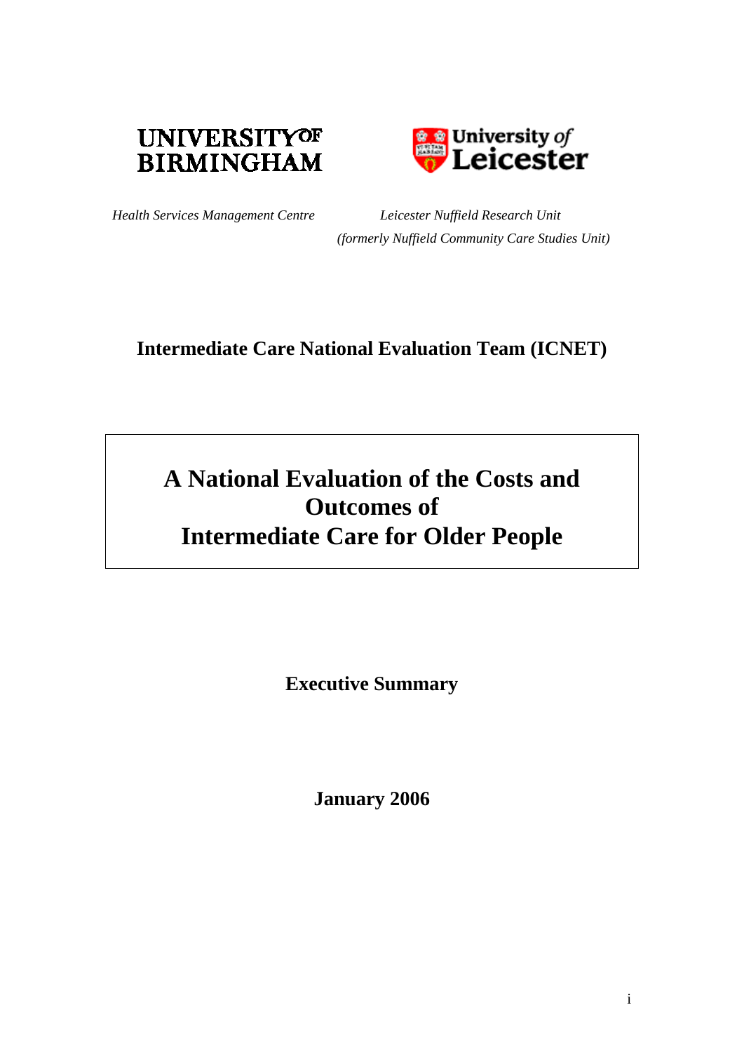UNIVERSITY OF BIRMINGHAM

University of Leicester

*Health Services Management Centre*

*Leicester Nuffield Research Unit*
*(formerly Nuffield Community Care Studies Unit)*

**Intermediate Care National Evaluation Team (ICNET)**

# A National Evaluation of the Costs and Outcomes of Intermediate Care for Older People

**Executive Summary**

**January 2006**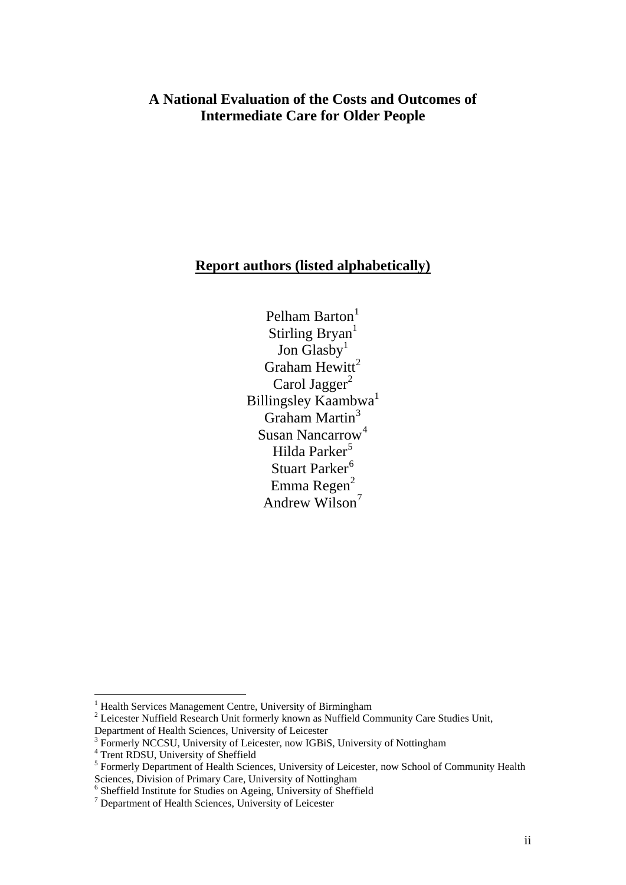# A National Evaluation of the Costs and Outcomes of Intermediate Care for Older People

## Report authors (listed alphabetically)

Pelham Barton[1]
Stirling Bryan[1]
Jon Glasby[1]
Graham Hewitt[2]
Carol Jagger[2]
Billingsley Kaambwa[1]
Graham Martin[3]
Susan Nancarrow[4]
Hilda Parker[5]
Stuart Parker[6]
Emma Regen[2]
Andrew Wilson[7]

---

[1] Health Services Management Centre, University of Birmingham
[2] Leicester Nuffield Research Unit formerly known as Nuffield Community Care Studies Unit, Department of Health Sciences, University of Leicester
[3] Formerly NCCSU, University of Leicester, now IGBiS, University of Nottingham
[4] Trent RDSU, University of Sheffield
[5] Formerly Department of Health Sciences, University of Leicester, now School of Community Health Sciences, Division of Primary Care, University of Nottingham
[6] Sheffield Institute for Studies on Ageing, University of Sheffield
[7] Department of Health Sciences, University of Leicester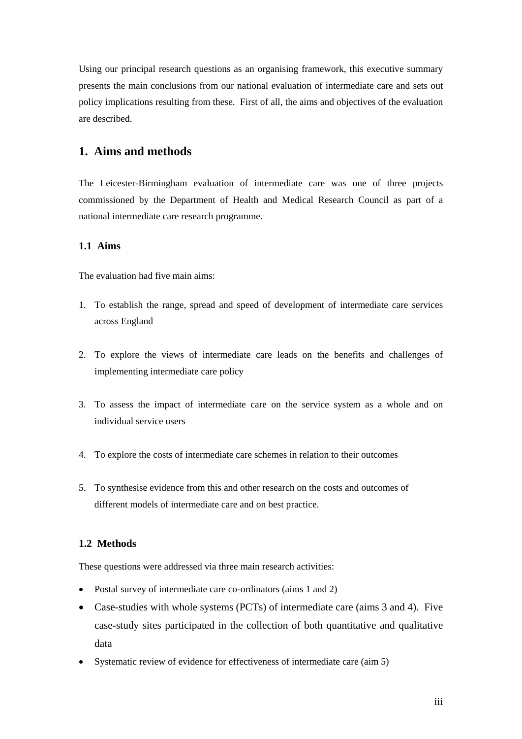Using our principal research questions as an organising framework, this executive summary presents the main conclusions from our national evaluation of intermediate care and sets out policy implications resulting from these. First of all, the aims and objectives of the evaluation are described.

## 1. Aims and methods

The Leicester-Birmingham evaluation of intermediate care was one of three projects commissioned by the Department of Health and Medical Research Council as part of a national intermediate care research programme.

### 1.1 Aims

The evaluation had five main aims:

1. To establish the range, spread and speed of development of intermediate care services across England

2. To explore the views of intermediate care leads on the benefits and challenges of implementing intermediate care policy

3. To assess the impact of intermediate care on the service system as a whole and on individual service users

4. To explore the costs of intermediate care schemes in relation to their outcomes

5. To synthesise evidence from this and other research on the costs and outcomes of different models of intermediate care and on best practice.

### 1.2 Methods

These questions were addressed via three main research activities:

- Postal survey of intermediate care co-ordinators (aims 1 and 2)
- Case-studies with whole systems (PCTs) of intermediate care (aims 3 and 4). Five case-study sites participated in the collection of both quantitative and qualitative data
- Systematic review of evidence for effectiveness of intermediate care (aim 5)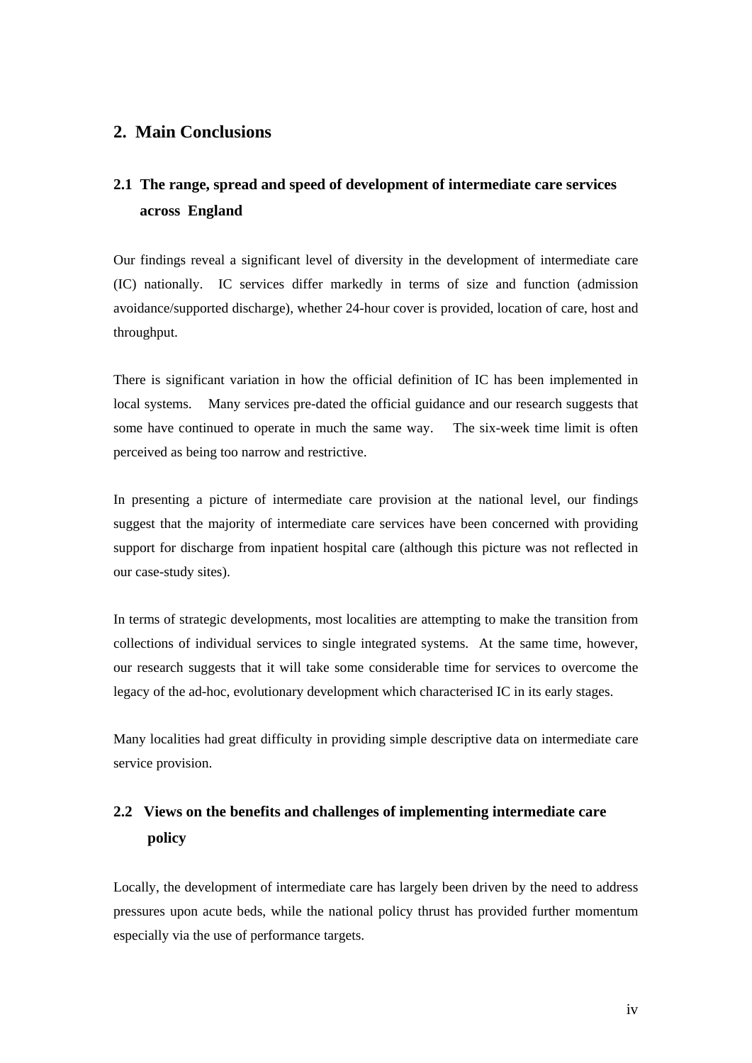## 2. Main Conclusions

### 2.1 The range, spread and speed of development of intermediate care services across England

Our findings reveal a significant level of diversity in the development of intermediate care (IC) nationally. IC services differ markedly in terms of size and function (admission avoidance/supported discharge), whether 24-hour cover is provided, location of care, host and throughput.

There is significant variation in how the official definition of IC has been implemented in local systems. Many services pre-dated the official guidance and our research suggests that some have continued to operate in much the same way. The six-week time limit is often perceived as being too narrow and restrictive.

In presenting a picture of intermediate care provision at the national level, our findings suggest that the majority of intermediate care services have been concerned with providing support for discharge from inpatient hospital care (although this picture was not reflected in our case-study sites).

In terms of strategic developments, most localities are attempting to make the transition from collections of individual services to single integrated systems. At the same time, however, our research suggests that it will take some considerable time for services to overcome the legacy of the ad-hoc, evolutionary development which characterised IC in its early stages.

Many localities had great difficulty in providing simple descriptive data on intermediate care service provision.

### 2.2 Views on the benefits and challenges of implementing intermediate care policy

Locally, the development of intermediate care has largely been driven by the need to address pressures upon acute beds, while the national policy thrust has provided further momentum especially via the use of performance targets.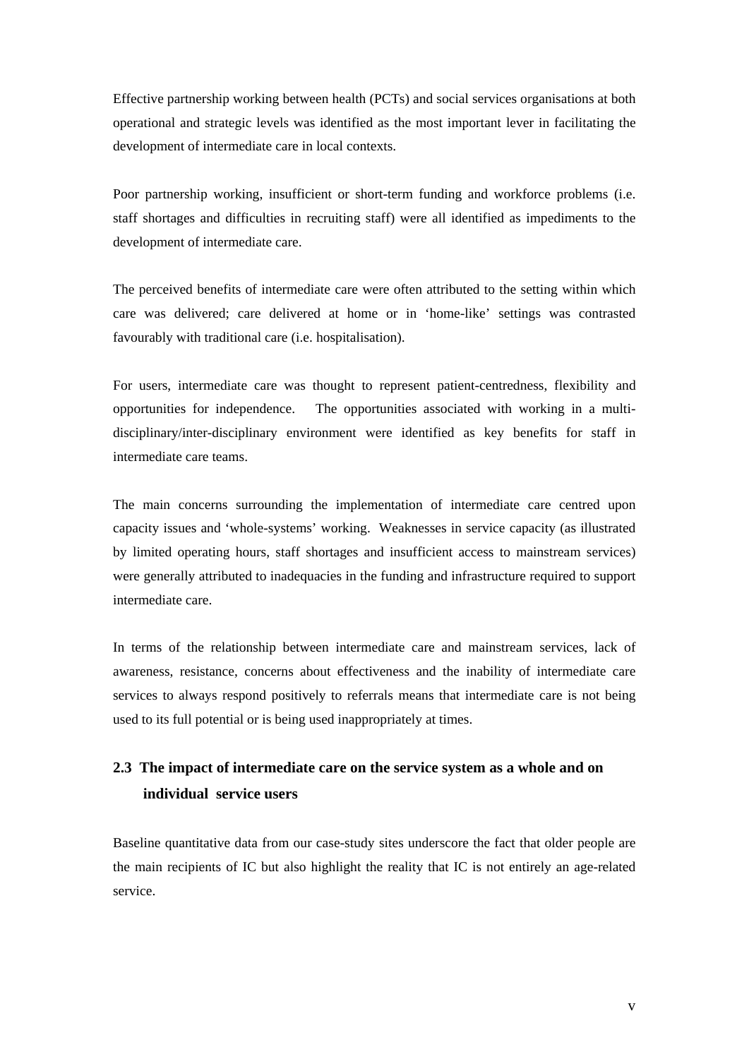Effective partnership working between health (PCTs) and social services organisations at both operational and strategic levels was identified as the most important lever in facilitating the development of intermediate care in local contexts.

Poor partnership working, insufficient or short-term funding and workforce problems (i.e. staff shortages and difficulties in recruiting staff) were all identified as impediments to the development of intermediate care.

The perceived benefits of intermediate care were often attributed to the setting within which care was delivered; care delivered at home or in 'home-like' settings was contrasted favourably with traditional care (i.e. hospitalisation).

For users, intermediate care was thought to represent patient-centredness, flexibility and opportunities for independence. The opportunities associated with working in a multi-disciplinary/inter-disciplinary environment were identified as key benefits for staff in intermediate care teams.

The main concerns surrounding the implementation of intermediate care centred upon capacity issues and 'whole-systems' working. Weaknesses in service capacity (as illustrated by limited operating hours, staff shortages and insufficient access to mainstream services) were generally attributed to inadequacies in the funding and infrastructure required to support intermediate care.

In terms of the relationship between intermediate care and mainstream services, lack of awareness, resistance, concerns about effectiveness and the inability of intermediate care services to always respond positively to referrals means that intermediate care is not being used to its full potential or is being used inappropriately at times.

## 2.3 The impact of intermediate care on the service system as a whole and on individual service users

Baseline quantitative data from our case-study sites underscore the fact that older people are the main recipients of IC but also highlight the reality that IC is not entirely an age-related service.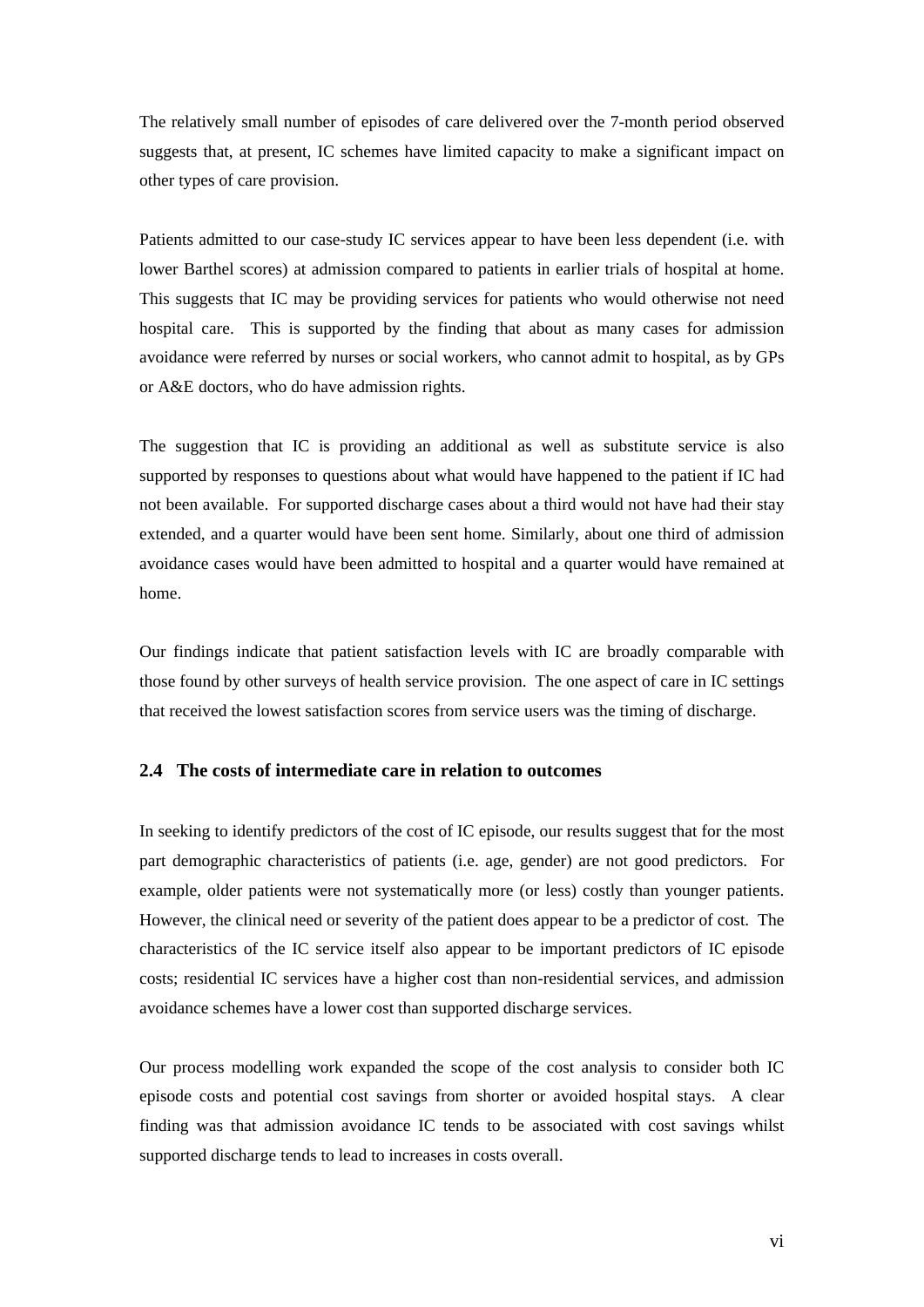The relatively small number of episodes of care delivered over the 7-month period observed suggests that, at present, IC schemes have limited capacity to make a significant impact on other types of care provision.

Patients admitted to our case-study IC services appear to have been less dependent (i.e. with lower Barthel scores) at admission compared to patients in earlier trials of hospital at home. This suggests that IC may be providing services for patients who would otherwise not need hospital care. This is supported by the finding that about as many cases for admission avoidance were referred by nurses or social workers, who cannot admit to hospital, as by GPs or A&E doctors, who do have admission rights.

The suggestion that IC is providing an additional as well as substitute service is also supported by responses to questions about what would have happened to the patient if IC had not been available. For supported discharge cases about a third would not have had their stay extended, and a quarter would have been sent home. Similarly, about one third of admission avoidance cases would have been admitted to hospital and a quarter would have remained at home.

Our findings indicate that patient satisfaction levels with IC are broadly comparable with those found by other surveys of health service provision. The one aspect of care in IC settings that received the lowest satisfaction scores from service users was the timing of discharge.

### 2.4 The costs of intermediate care in relation to outcomes

In seeking to identify predictors of the cost of IC episode, our results suggest that for the most part demographic characteristics of patients (i.e. age, gender) are not good predictors. For example, older patients were not systematically more (or less) costly than younger patients. However, the clinical need or severity of the patient does appear to be a predictor of cost. The characteristics of the IC service itself also appear to be important predictors of IC episode costs; residential IC services have a higher cost than non-residential services, and admission avoidance schemes have a lower cost than supported discharge services.

Our process modelling work expanded the scope of the cost analysis to consider both IC episode costs and potential cost savings from shorter or avoided hospital stays. A clear finding was that admission avoidance IC tends to be associated with cost savings whilst supported discharge tends to lead to increases in costs overall.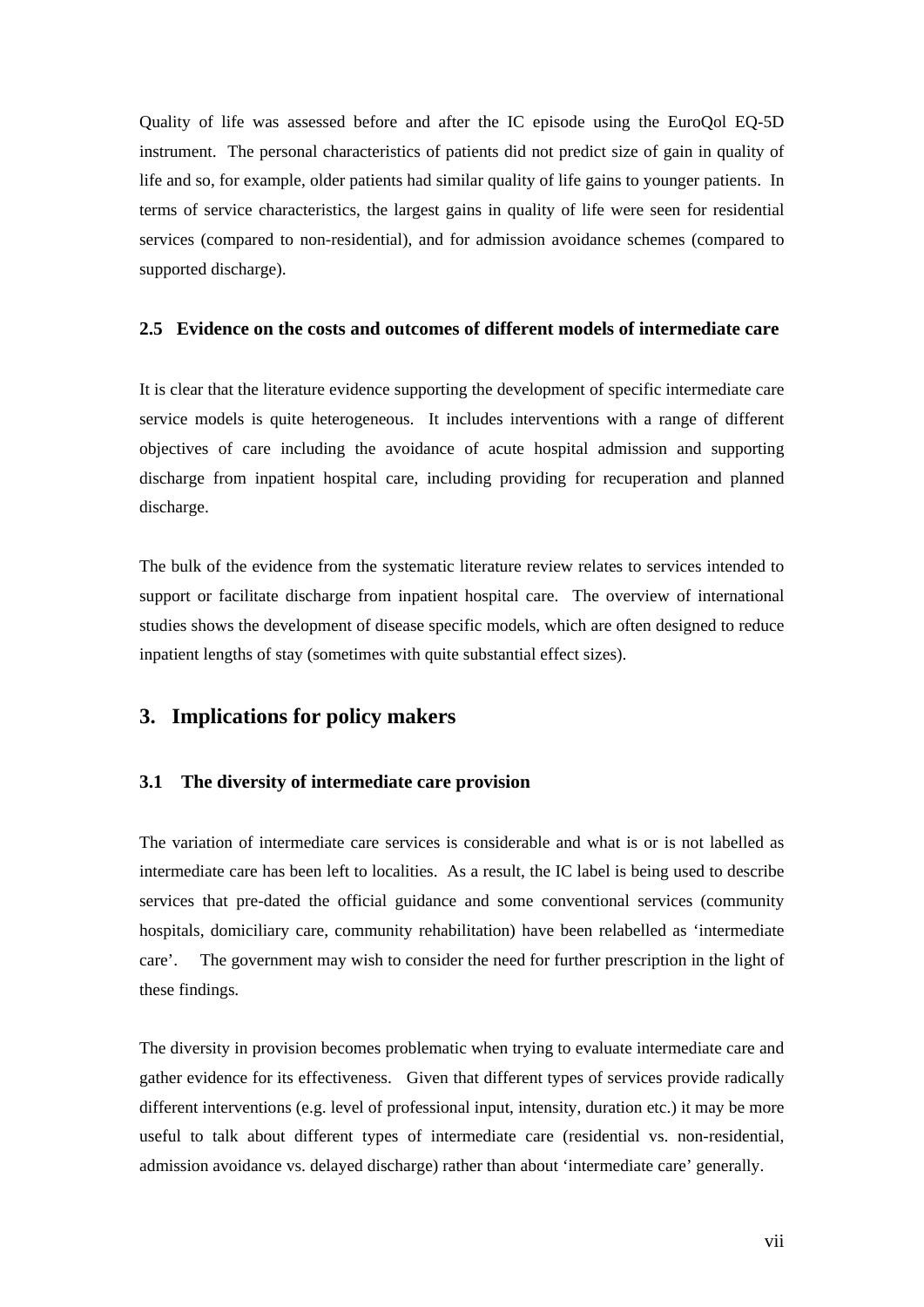Quality of life was assessed before and after the IC episode using the EuroQol EQ-5D instrument. The personal characteristics of patients did not predict size of gain in quality of life and so, for example, older patients had similar quality of life gains to younger patients. In terms of service characteristics, the largest gains in quality of life were seen for residential services (compared to non-residential), and for admission avoidance schemes (compared to supported discharge).

### 2.5 Evidence on the costs and outcomes of different models of intermediate care

It is clear that the literature evidence supporting the development of specific intermediate care service models is quite heterogeneous. It includes interventions with a range of different objectives of care including the avoidance of acute hospital admission and supporting discharge from inpatient hospital care, including providing for recuperation and planned discharge.

The bulk of the evidence from the systematic literature review relates to services intended to support or facilitate discharge from inpatient hospital care. The overview of international studies shows the development of disease specific models, which are often designed to reduce inpatient lengths of stay (sometimes with quite substantial effect sizes).

## 3. Implications for policy makers

### 3.1 The diversity of intermediate care provision

The variation of intermediate care services is considerable and what is or is not labelled as intermediate care has been left to localities. As a result, the IC label is being used to describe services that pre-dated the official guidance and some conventional services (community hospitals, domiciliary care, community rehabilitation) have been relabelled as 'intermediate care'. The government may wish to consider the need for further prescription in the light of these findings.

The diversity in provision becomes problematic when trying to evaluate intermediate care and gather evidence for its effectiveness. Given that different types of services provide radically different interventions (e.g. level of professional input, intensity, duration etc.) it may be more useful to talk about different types of intermediate care (residential vs. non-residential, admission avoidance vs. delayed discharge) rather than about 'intermediate care' generally.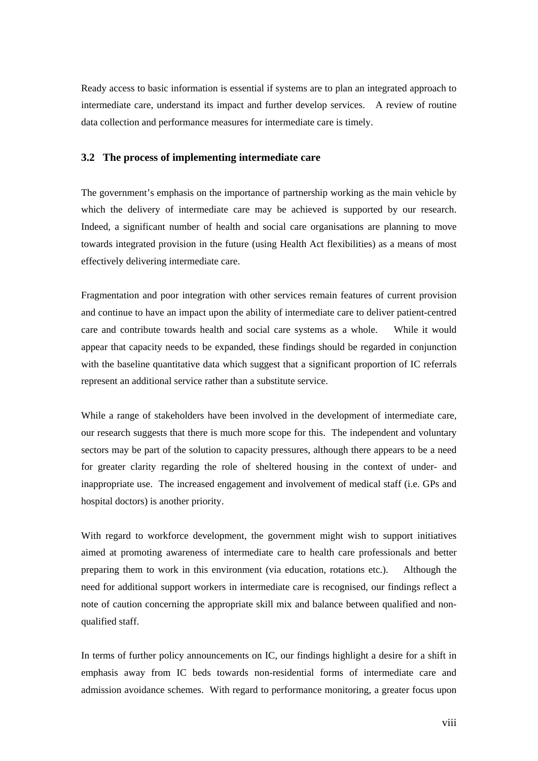Ready access to basic information is essential if systems are to plan an integrated approach to intermediate care, understand its impact and further develop services. A review of routine data collection and performance measures for intermediate care is timely.

### 3.2 The process of implementing intermediate care

The government's emphasis on the importance of partnership working as the main vehicle by which the delivery of intermediate care may be achieved is supported by our research. Indeed, a significant number of health and social care organisations are planning to move towards integrated provision in the future (using Health Act flexibilities) as a means of most effectively delivering intermediate care.

Fragmentation and poor integration with other services remain features of current provision and continue to have an impact upon the ability of intermediate care to deliver patient-centred care and contribute towards health and social care systems as a whole. While it would appear that capacity needs to be expanded, these findings should be regarded in conjunction with the baseline quantitative data which suggest that a significant proportion of IC referrals represent an additional service rather than a substitute service.

While a range of stakeholders have been involved in the development of intermediate care, our research suggests that there is much more scope for this. The independent and voluntary sectors may be part of the solution to capacity pressures, although there appears to be a need for greater clarity regarding the role of sheltered housing in the context of under- and inappropriate use. The increased engagement and involvement of medical staff (i.e. GPs and hospital doctors) is another priority.

With regard to workforce development, the government might wish to support initiatives aimed at promoting awareness of intermediate care to health care professionals and better preparing them to work in this environment (via education, rotations etc.). Although the need for additional support workers in intermediate care is recognised, our findings reflect a note of caution concerning the appropriate skill mix and balance between qualified and non-qualified staff.

In terms of further policy announcements on IC, our findings highlight a desire for a shift in emphasis away from IC beds towards non-residential forms of intermediate care and admission avoidance schemes. With regard to performance monitoring, a greater focus upon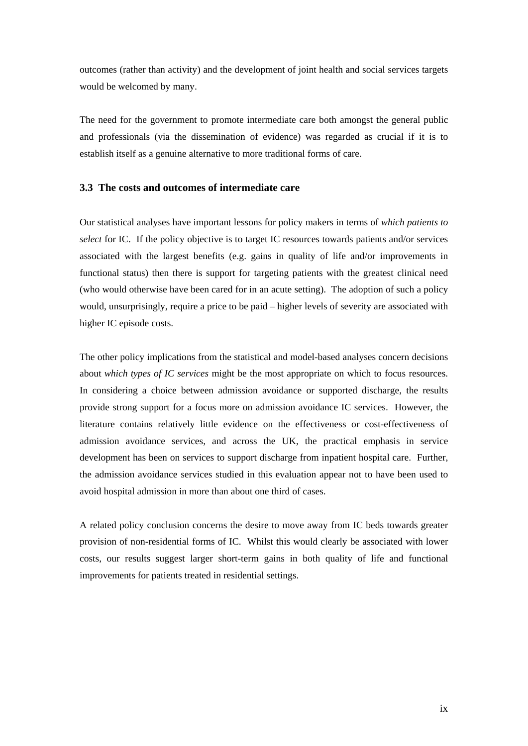outcomes (rather than activity) and the development of joint health and social services targets would be welcomed by many.

The need for the government to promote intermediate care both amongst the general public and professionals (via the dissemination of evidence) was regarded as crucial if it is to establish itself as a genuine alternative to more traditional forms of care.

### 3.3 The costs and outcomes of intermediate care

Our statistical analyses have important lessons for policy makers in terms of *which patients to select* for IC. If the policy objective is to target IC resources towards patients and/or services associated with the largest benefits (e.g. gains in quality of life and/or improvements in functional status) then there is support for targeting patients with the greatest clinical need (who would otherwise have been cared for in an acute setting). The adoption of such a policy would, unsurprisingly, require a price to be paid – higher levels of severity are associated with higher IC episode costs.

The other policy implications from the statistical and model-based analyses concern decisions about *which types of IC services* might be the most appropriate on which to focus resources. In considering a choice between admission avoidance or supported discharge, the results provide strong support for a focus more on admission avoidance IC services. However, the literature contains relatively little evidence on the effectiveness or cost-effectiveness of admission avoidance services, and across the UK, the practical emphasis in service development has been on services to support discharge from inpatient hospital care. Further, the admission avoidance services studied in this evaluation appear not to have been used to avoid hospital admission in more than about one third of cases.

A related policy conclusion concerns the desire to move away from IC beds towards greater provision of non-residential forms of IC. Whilst this would clearly be associated with lower costs, our results suggest larger short-term gains in both quality of life and functional improvements for patients treated in residential settings.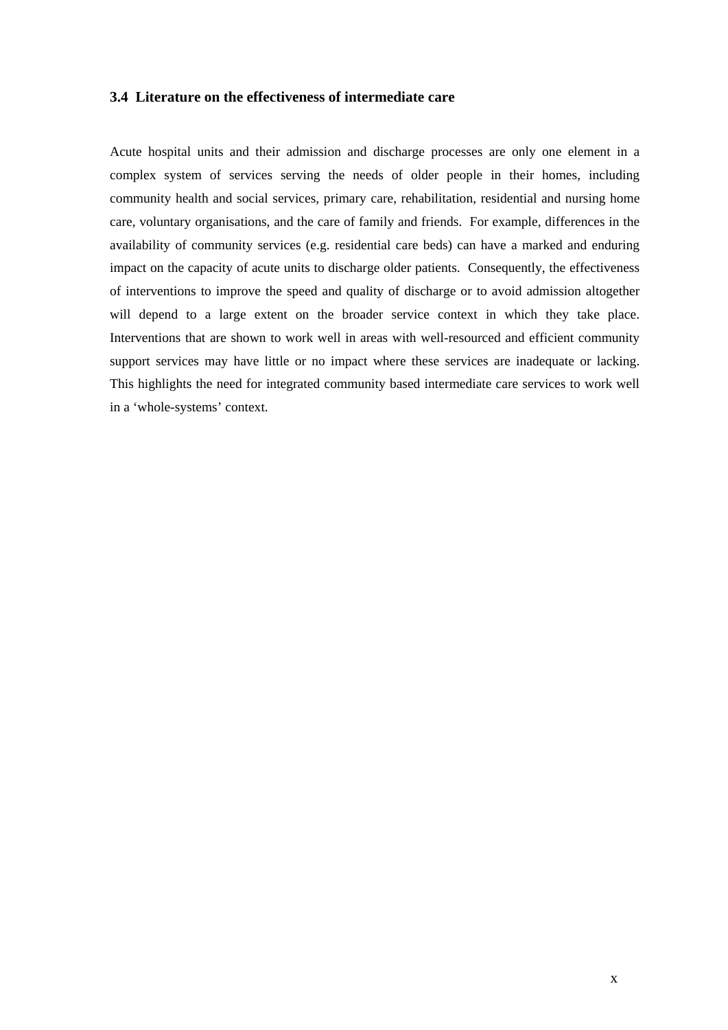### 3.4 Literature on the effectiveness of intermediate care

Acute hospital units and their admission and discharge processes are only one element in a complex system of services serving the needs of older people in their homes, including community health and social services, primary care, rehabilitation, residential and nursing home care, voluntary organisations, and the care of family and friends. For example, differences in the availability of community services (e.g. residential care beds) can have a marked and enduring impact on the capacity of acute units to discharge older patients. Consequently, the effectiveness of interventions to improve the speed and quality of discharge or to avoid admission altogether will depend to a large extent on the broader service context in which they take place. Interventions that are shown to work well in areas with well-resourced and efficient community support services may have little or no impact where these services are inadequate or lacking. This highlights the need for integrated community based intermediate care services to work well in a 'whole-systems' context.